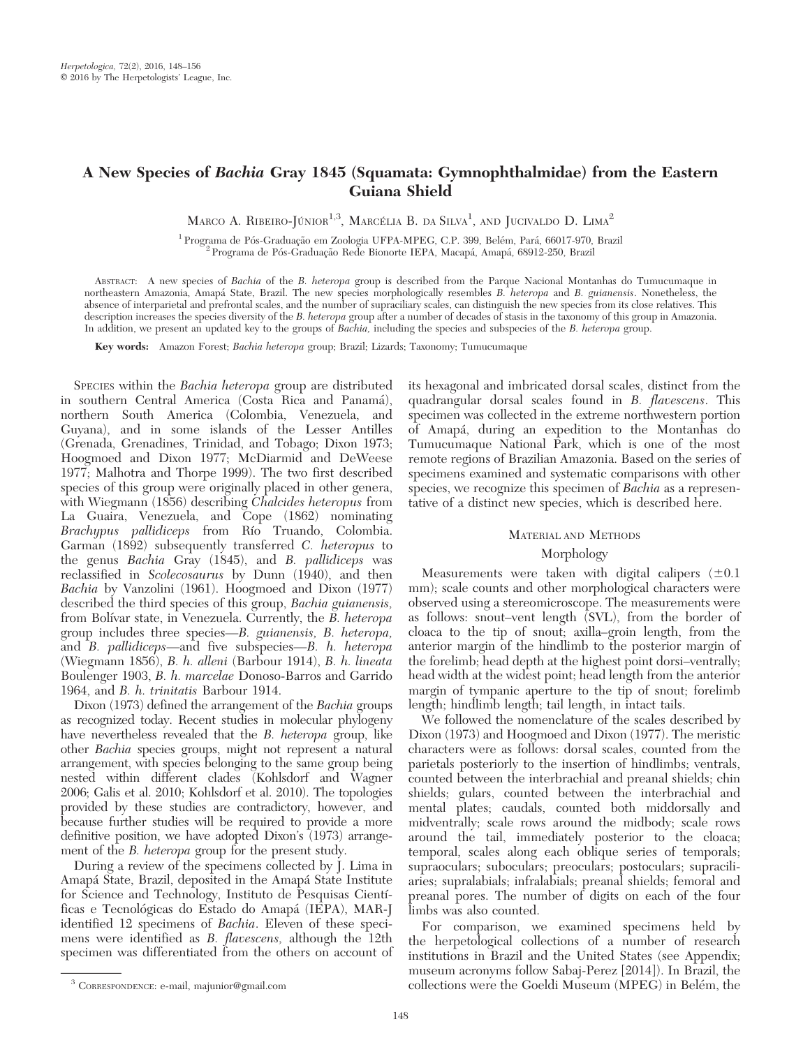# A New Species of *Bachia* Gray 1845 (Squamata: Gymnophthalmidae) from the Eastern Guiana Shield

Marco A. Ribeiro-Júnior[1,3], Marcélia B. da Silva[1], and Jucivaldo D. Lima[2]

[1] Programa de Pós-Graduação em Zoologia UFPA-MPEG, C.P. 399, Belém, Pará, 66017-970, Brazil
[2] Programa de Pós-Graduação Rede Bionorte IEPA, Macapá, Amapá, 68912-250, Brazil

Abstract: A new species of *Bachia* of the *B. heteropa* group is described from the Parque Nacional Montanhas do Tumucumaque in northeastern Amazonia, Amapá State, Brazil. The new species morphologically resembles *B. heteropa* and *B. guianensis*. Nonetheless, the absence of interparietal and prefrontal scales, and the number of supraciliary scales, can distinguish the new species from its close relatives. This description increases the species diversity of the *B. heteropa* group after a number of decades of stasis in the taxonomy of this group in Amazonia. In addition, we present an updated key to the groups of *Bachia*, including the species and subspecies of the *B. heteropa* group.

**Key words:** Amazon Forest; *Bachia heteropa* group; Brazil; Lizards; Taxonomy; Tumucumaque

Species within the *Bachia heteropa* group are distributed in southern Central America (Costa Rica and Panamá), northern South America (Colombia, Venezuela, and Guyana), and in some islands of the Lesser Antilles (Grenada, Grenadines, Trinidad, and Tobago; Dixon 1973; Hoogmoed and Dixon 1977; McDiarmid and DeWeese 1977; Malhotra and Thorpe 1999). The two first described species of this group were originally placed in other genera, with Wiegmann (1856) describing *Chalcides heteropus* from La Guaira, Venezuela, and Cope (1862) nominating *Brachypus pallidiceps* from Río Truando, Colombia. Garman (1892) subsequently transferred *C. heteropus* to the genus *Bachia* Gray (1845), and *B. pallidiceps* was reclassified in *Scolecosaurus* by Dunn (1940), and then *Bachia* by Vanzolini (1961). Hoogmoed and Dixon (1977) described the third species of this group, *Bachia guianensis*, from Bolívar state, in Venezuela. Currently, the *B. heteropa* group includes three species—*B. guianensis, B. heteropa*, and *B. pallidiceps*—and five subspecies—*B. h. heteropa* (Wiegmann 1856), *B. h. alleni* (Barbour 1914), *B. h. lineata* Boulenger 1903, *B. h. marcelae* Donoso-Barros and Garrido 1964, and *B. h. trinitatis* Barbour 1914.

Dixon (1973) defined the arrangement of the *Bachia* groups as recognized today. Recent studies in molecular phylogeny have nevertheless revealed that the *B. heteropa* group, like other *Bachia* species groups, might not represent a natural arrangement, with species belonging to the same group being nested within different clades (Kohlsdorf and Wagner 2006; Galis et al. 2010; Kohlsdorf et al. 2010). The topologies provided by these studies are contradictory, however, and because further studies will be required to provide a more definitive position, we have adopted Dixon's (1973) arrangement of the *B. heteropa* group for the present study.

During a review of the specimens collected by J. Lima in Amapá State, Brazil, deposited in the Amapá State Institute for Science and Technology, Instituto de Pesquisas Científicas e Tecnológicas do Estado do Amapá (IEPA), MAR-J identified 12 specimens of *Bachia*. Eleven of these specimens were identified as *B. flavescens*, although the 12th specimen was differentiated from the others on account of its hexagonal and imbricated dorsal scales, distinct from the quadrangular dorsal scales found in *B. flavescens*. This specimen was collected in the extreme northwestern portion of Amapá, during an expedition to the Montanhas do Tumucumaque National Park, which is one of the most remote regions of Brazilian Amazonia. Based on the series of specimens examined and systematic comparisons with other species, we recognize this specimen of *Bachia* as a representative of a distinct new species, which is described here.

## Material and Methods

### Morphology

Measurements were taken with digital calipers ($\pm 0.1$ mm); scale counts and other morphological characters were observed using a stereomicroscope. The measurements were as follows: snout–vent length (SVL), from the border of cloaca to the tip of snout; axilla–groin length, from the anterior margin of the hindlimb to the posterior margin of the forelimb; head depth at the highest point dorsi–ventrally; head width at the widest point; head length from the anterior margin of tympanic aperture to the tip of snout; forelimb length; hindlimb length; tail length, in intact tails.

We followed the nomenclature of the scales described by Dixon (1973) and Hoogmoed and Dixon (1977). The meristic characters were as follows: dorsal scales, counted from the parietals posteriorly to the insertion of hindlimbs; ventrals, counted between the interbrachial and preanal shields; chin shields; gulars, counted between the interbrachial and mental plates; caudals, counted both middorsally and midventrally; scale rows around the midbody; scale rows around the tail, immediately posterior to the cloaca; temporal, scales along each oblique series of temporals; supraoculars; suboculars; preoculars; postoculars; supraciliaries; supralabials; infralabials; preanal shields; femoral and preanal pores. The number of digits on each of the four limbs was also counted.

For comparison, we examined specimens held by the herpetological collections of a number of research institutions in Brazil and the United States (see Appendix; museum acronyms follow Sabaj-Perez [2014]). In Brazil, the collections were the Goeldi Museum (MPEG) in Belém, the

[3] Correspondence: e-mail, majunior@gmail.com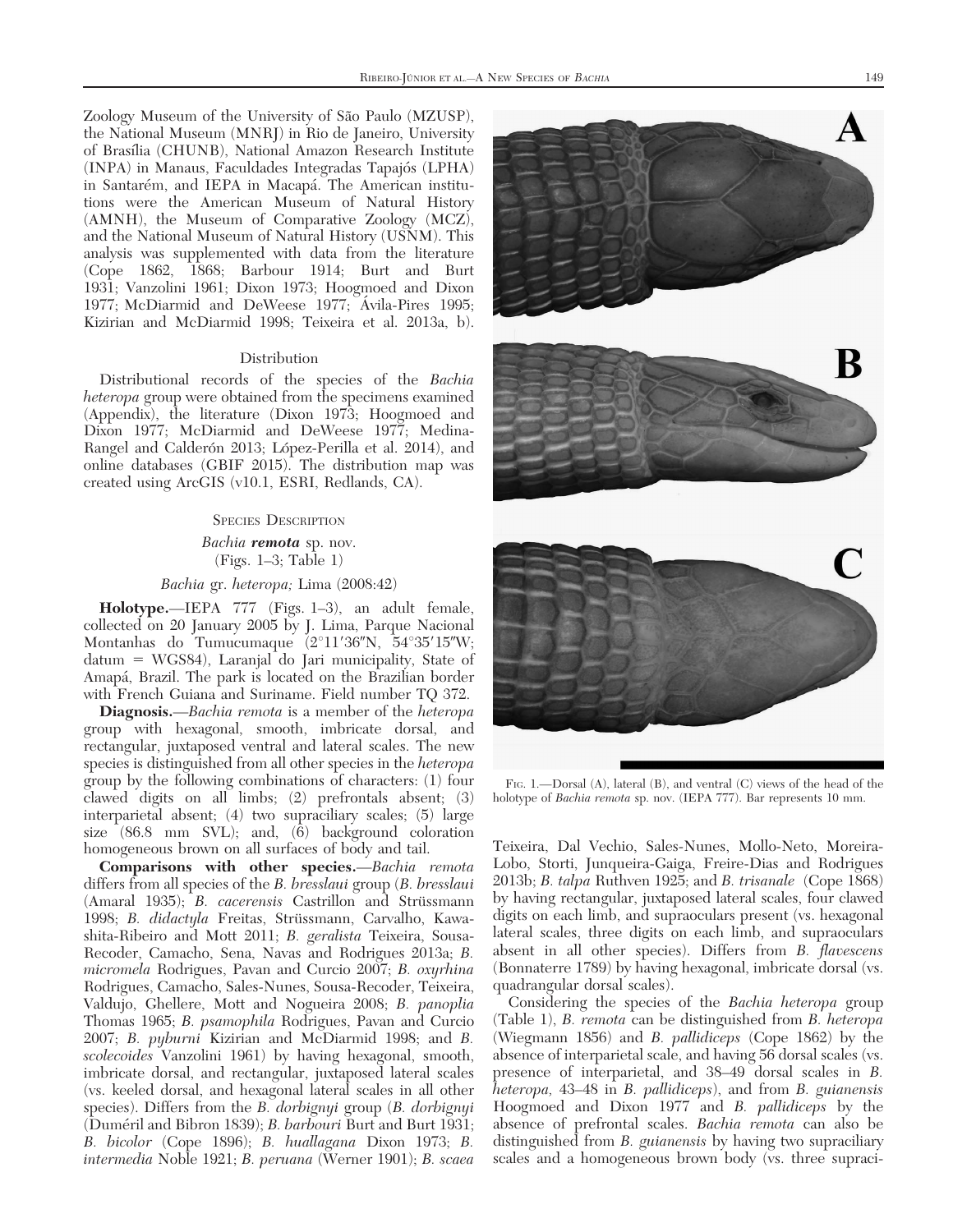Zoology Museum of the University of São Paulo (MZUSP), the National Museum (MNRJ) in Rio de Janeiro, University of Brasília (CHUNB), National Amazon Research Institute (INPA) in Manaus, Faculdades Integradas Tapajós (LPHA) in Santarém, and IEPA in Macapá. The American institutions were the American Museum of Natural History (AMNH), the Museum of Comparative Zoology (MCZ), and the National Museum of Natural History (USNM). This analysis was supplemented with data from the literature (Cope 1862, 1868; Barbour 1914; Burt and Burt 1931; Vanzolini 1961; Dixon 1973; Hoogmoed and Dixon 1977; McDiarmid and DeWeese 1977; Ávila-Pires 1995; Kizirian and McDiarmid 1998; Teixeira et al. 2013a, b).

## Distribution

Distributional records of the species of the *Bachia heteropa* group were obtained from the specimens examined (Appendix), the literature (Dixon 1973; Hoogmoed and Dixon 1977; McDiarmid and DeWeese 1977; Medina-Rangel and Calderón 2013; López-Perilla et al. 2014), and online databases (GBIF 2015). The distribution map was created using ArcGIS (v10.1, ESRI, Redlands, CA).

## Species Description

### *Bachia* **remota** sp. nov.
(Figs. 1–3; Table 1)

*Bachia* gr. *heteropa;* Lima (2008:42)

**Holotype.**—IEPA 777 (Figs. 1–3), an adult female, collected on 20 January 2005 by J. Lima, Parque Nacional Montanhas do Tumucumaque (2°11′36″N, 54°35′15″W; datum = WGS84), Laranjal do Jari municipality, State of Amapá, Brazil. The park is located on the Brazilian border with French Guiana and Suriname. Field number TQ 372.

**Diagnosis.**—*Bachia remota* is a member of the *heteropa* group with hexagonal, smooth, imbricate dorsal, and rectangular, juxtaposed ventral and lateral scales. The new species is distinguished from all other species in the *heteropa* group by the following combinations of characters: (1) four clawed digits on all limbs; (2) prefrontals absent; (3) interparietal absent; (4) two supraciliary scales; (5) large size (86.8 mm SVL); and, (6) background coloration homogeneous brown on all surfaces of body and tail.

**Comparisons with other species.**—*Bachia remota* differs from all species of the *B. bresslaui* group (*B. bresslaui* (Amaral 1935); *B. cacerensis* Castrillon and Strüssmann 1998; *B. didactyla* Freitas, Strüssmann, Carvalho, Kawashita-Ribeiro and Mott 2011; *B. geralista* Teixeira, Sousa-Recoder, Camacho, Sena, Navas and Rodrigues 2013a; *B. micromela* Rodrigues, Pavan and Curcio 2007; *B. oxyrhina* Rodrigues, Camacho, Sales-Nunes, Sousa-Recoder, Teixeira, Valdujo, Ghellere, Mott and Nogueira 2008; *B. panoplia* Thomas 1965; *B. psamophila* Rodrigues, Pavan and Curcio 2007; *B. pyburni* Kizirian and McDiarmid 1998; and *B. scolecoides* Vanzolini 1961) by having hexagonal, smooth, imbricate dorsal, and rectangular, juxtaposed lateral scales (vs. keeled dorsal, and hexagonal lateral scales in all other species). Differs from the *B. dorbignyi* group (*B. dorbignyi* (Duméril and Bibron 1839); *B. barbouri* Burt and Burt 1931; *B. bicolor* (Cope 1896); *B. huallagana* Dixon 1973; *B. intermedia* Noble 1921; *B. peruana* (Werner 1901); *B. scaea* Teixeira, Dal Vechio, Sales-Nunes, Mollo-Neto, Moreira-Lobo, Storti, Junqueira-Gaiga, Freire-Dias and Rodrigues 2013b; *B. talpa* Ruthven 1925; and *B. trisanale* (Cope 1868)) by having rectangular, juxtaposed lateral scales, four clawed digits on each limb, and supraoculars present (vs. hexagonal lateral scales, three digits on each limb, and supraoculars absent in all other species). Differs from *B. flavescens* (Bonnaterre 1789) by having hexagonal, imbricate dorsal (vs. quadrangular dorsal scales).

Considering the species of the *Bachia heteropa* group (Table 1), *B. remota* can be distinguished from *B. heteropa* (Wiegmann 1856) and *B. pallidiceps* (Cope 1862) by the absence of interparietal scale, and having 56 dorsal scales (vs. presence of interparietal, and 38–49 dorsal scales in *B. heteropa*, 43–48 in *B. pallidiceps*), and from *B. guianensis* Hoogmoed and Dixon 1977 and *B. pallidiceps* by the absence of prefrontal scales. *Bachia remota* can also be distinguished from *B. guianensis* by having two supraciliary scales and a homogeneous brown body (vs. three supraci-

Fig. 1.—Dorsal (A), lateral (B), and ventral (C) views of the head of the holotype of *Bachia remota* sp. nov. (IEPA 777). Bar represents 10 mm.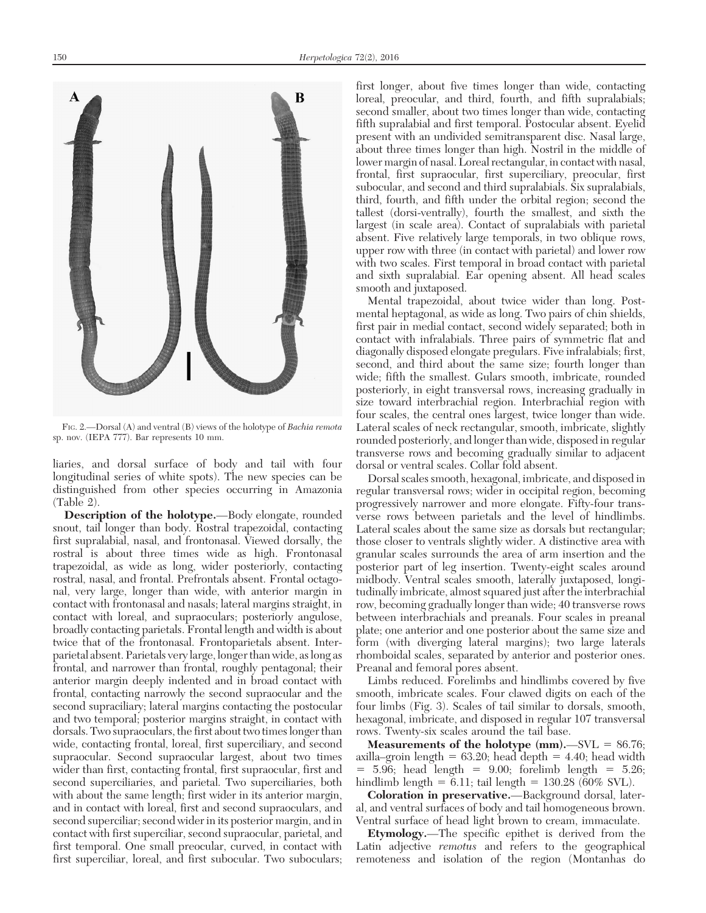FIG. 2.—Dorsal (A) and ventral (B) views of the holotype of *Bachia remota* sp. nov. (IEPA 777). Bar represents 10 mm.

liaries, and dorsal surface of body and tail with four longitudinal series of white spots). The new species can be distinguished from other species occurring in Amazonia (Table 2).

**Description of the holotype.**—Body elongate, rounded snout, tail longer than body. Rostral trapezoidal, contacting first supralabial, nasal, and frontonasal. Viewed dorsally, the rostral is about three times wide as high. Frontonasal trapezoidal, as wide as long, wider posteriorly, contacting rostral, nasal, and frontal. Prefrontals absent. Frontal octagonal, very large, longer than wide, with anterior margin in contact with frontonasal and nasals; lateral margins straight, in contact with loreal, and supraoculars; posteriorly angulose, broadly contacting parietals. Frontal length and width is about twice that of the frontonasal. Frontoparietals absent. Interparietal absent. Parietals very large, longer than wide, as long as frontal, and narrower than frontal, roughly pentagonal; their anterior margin deeply indented and in broad contact with frontal, contacting narrowly the second supraocular and the second supraciliary; lateral margins contacting the postocular and two temporal; posterior margins straight, in contact with dorsals. Two supraoculars, the first about two times longer than wide, contacting frontal, loreal, first superciliary, and second supraocular. Second supraocular largest, about two times wider than first, contacting frontal, first supraocular, first and second superciliaries, and parietal. Two superciliaries, both with about the same length; first wider in its anterior margin, and in contact with loreal, first and second supraoculars, and second superciliar; second wider in its posterior margin, and in contact with first superciliar, second supraocular, parietal, and first temporal. One small preocular, curved, in contact with first superciliar, loreal, and first subocular. Two suboculars; first longer, about five times longer than wide, contacting loreal, preocular, and third, fourth, and fifth supralabials; second smaller, about two times longer than wide, contacting fifth supralabial and first temporal. Postocular absent. Eyelid present with an undivided semitransparent disc. Nasal large, about three times longer than high. Nostril in the middle of lower margin of nasal. Loreal rectangular, in contact with nasal, frontal, first supraocular, first superciliary, preocular, first subocular, and second and third supralabials. Six supralabials, third, fourth, and fifth under the orbital region; second the tallest (dorsi-ventrally), fourth the smallest, and sixth the largest (in scale area). Contact of supralabials with parietal absent. Five relatively large temporals, in two oblique rows, upper row with three (in contact with parietal) and lower row with two scales. First temporal in broad contact with parietal and sixth supralabial. Ear opening absent. All head scales smooth and juxtaposed.

Mental trapezoidal, about twice wider than long. Postmental heptagonal, as wide as long. Two pairs of chin shields, first pair in medial contact, second widely separated; both in contact with infralabials. Three pairs of symmetric flat and diagonally disposed elongate pregulars. Five infralabials; first, second, and third about the same size; fourth longer than wide; fifth the smallest. Gulars smooth, imbricate, rounded posteriorly, in eight transversal rows, increasing gradually in size toward interbrachial region. Interbrachial region with four scales, the central ones largest, twice longer than wide. Lateral scales of neck rectangular, smooth, imbricate, slightly rounded posteriorly, and longer than wide, disposed in regular transverse rows and becoming gradually similar to adjacent dorsal or ventral scales. Collar fold absent.

Dorsal scales smooth, hexagonal, imbricate, and disposed in regular transversal rows; wider in occipital region, becoming progressively narrower and more elongate. Fifty-four transverse rows between parietals and the level of hindlimbs. Lateral scales about the same size as dorsals but rectangular; those closer to ventrals slightly wider. A distinctive area with granular scales surrounds the area of arm insertion and the posterior part of leg insertion. Twenty-eight scales around midbody. Ventral scales smooth, laterally juxtaposed, longitudinally imbricate, almost squared just after the interbrachial row, becoming gradually longer than wide; 40 transverse rows between interbrachials and preanals. Four scales in preanal plate; one anterior and one posterior about the same size and form (with diverging lateral margins); two large laterals rhomboidal scales, separated by anterior and posterior ones. Preanal and femoral pores absent.

Limbs reduced. Forelimbs and hindlimbs covered by five smooth, imbricate scales. Four clawed digits on each of the four limbs (Fig. 3). Scales of tail similar to dorsals, smooth, hexagonal, imbricate, and disposed in regular 107 transversal rows. Twenty-six scales around the tail base.

**Measurements of the holotype (mm).**—SVL = 86.76; axilla–groin length = 63.20; head depth = 4.40; head width = 5.96; head length = 9.00; forelimb length = 5.26; hindlimb length = 6.11; tail length = 130.28 (60% SVL).

**Coloration in preservative.**—Background dorsal, lateral, and ventral surfaces of body and tail homogeneous brown. Ventral surface of head light brown to cream, immaculate.

**Etymology.**—The specific epithet is derived from the Latin adjective *remotus* and refers to the geographical remoteness and isolation of the region (Montanhas do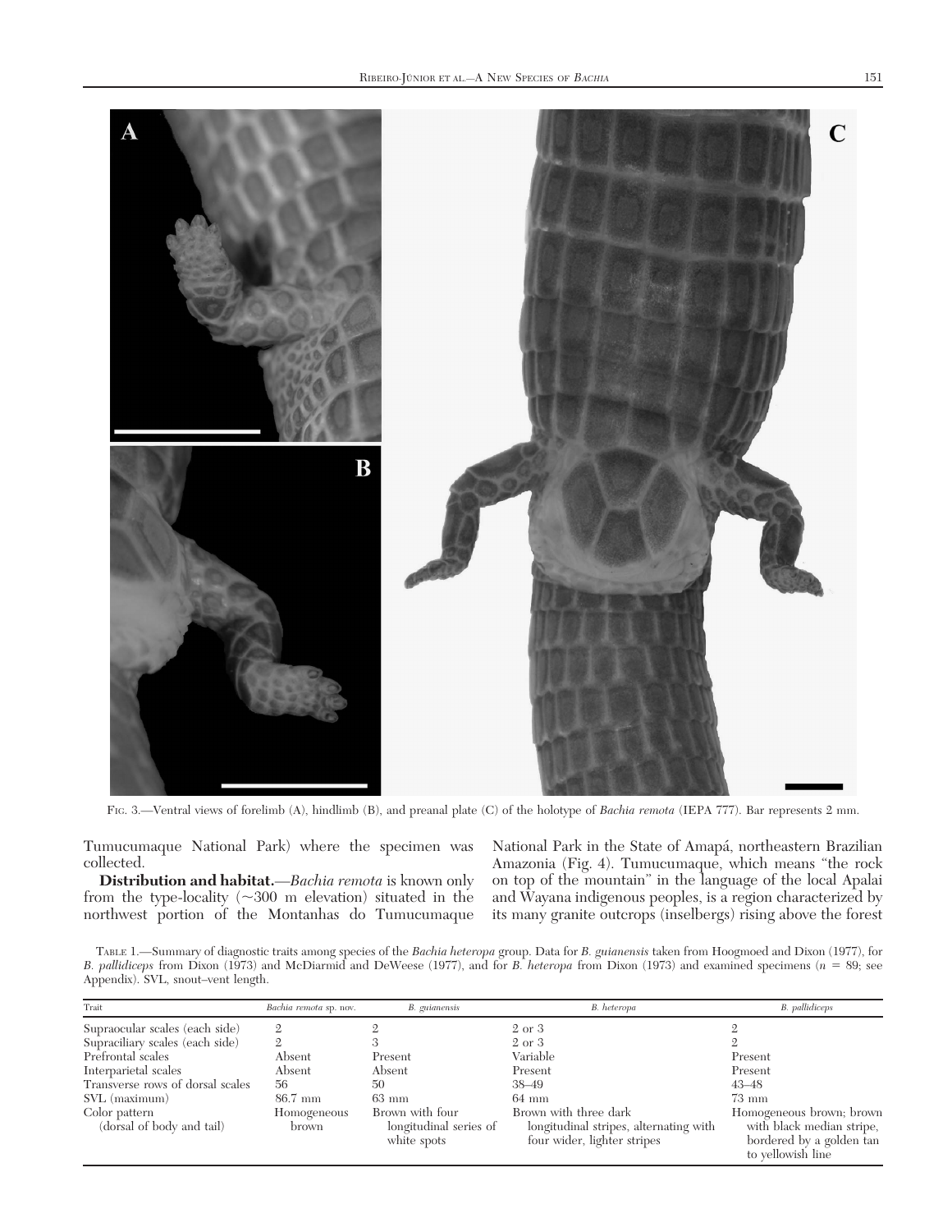Fig. 3.—Ventral views of forelimb (A), hindlimb (B), and preanal plate (C) of the holotype of *Bachia remota* (IEPA 777). Bar represents 2 mm.

Tumucumaque National Park) where the specimen was collected.

**Distribution and habitat.**—*Bachia remota* is known only from the type-locality (~300 m elevation) situated in the northwest portion of the Montanhas do Tumucumaque National Park in the State of Amapá, northeastern Brazilian Amazonia (Fig. 4). Tumucumaque, which means "the rock on top of the mountain" in the language of the local Apalai and Wayana indigenous peoples, is a region characterized by its many granite outcrops (inselbergs) rising above the forest

Table 1.—Summary of diagnostic traits among species of the *Bachia heteropa* group. Data for *B. guianensis* taken from Hoogmoed and Dixon (1977), for *B. pallidiceps* from Dixon (1973) and McDiarmid and DeWeese (1977), and for *B. heteropa* from Dixon (1973) and examined specimens ($n$ = 89; see Appendix). SVL, snout–vent length.

| Trait | *Bachia remota* sp. nov. | *B. guianensis* | *B. heteropa* | *B. pallidiceps* |
|---|---|---|---|---|
| Supraocular scales (each side) | 2 | 2 | 2 or 3 | 2 |
| Supraciliary scales (each side) | 2 | 3 | 2 or 3 | 2 |
| Prefrontal scales | Absent | Present | Variable | Present |
| Interparietal scales | Absent | Absent | Present | Present |
| Transverse rows of dorsal scales | 56 | 50 | 38–49 | 43–48 |
| SVL (maximum) | 86.7 mm | 63 mm | 64 mm | 73 mm |
| Color pattern (dorsal of body and tail) | Homogeneous brown | Brown with four longitudinal series of white spots | Brown with three dark longitudinal stripes, alternating with four wider, lighter stripes | Homogeneous brown; brown with black median stripe, bordered by a golden tan to yellowish line |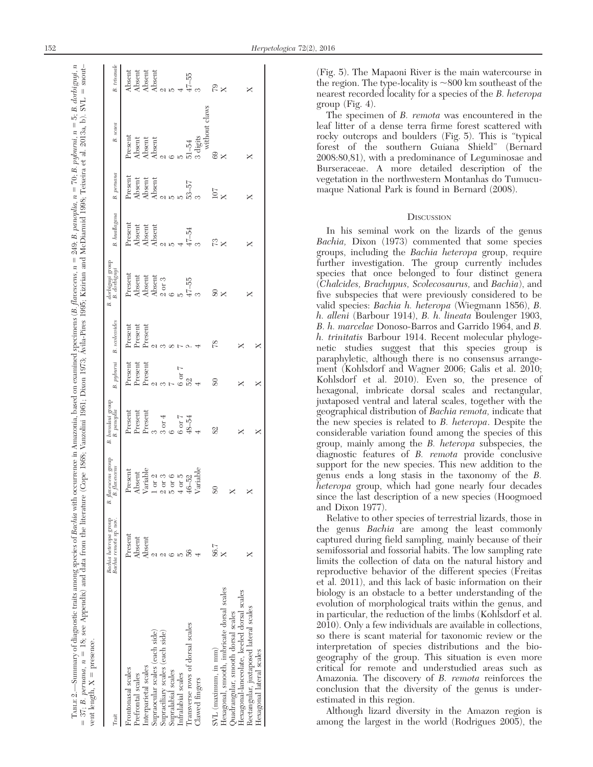TABLE 2.—Summary of diagnostic traits among species of *Bachia* with occurrence in Amazonia, based on examined specimens (*B. flavescens*, n = 249; *B. panoplia*, n = 70; *B. pyburni*, n = 5; *B. dorbignyi*, n = 37; *B. peruana*, n = 18; see Appendix) and data from the literature (Cope 1868; Vanzolini 1961; Dixon 1973; Ávila-Pires 1995; Kizirian and McDiarmid 1998; Teixeira et al. 2013a, b). SVL = snout–vent length, X = presence.

| Trait | *Bachia heteropa* group *Bachia remota* sp. nov. | *B. flavescens* group *B. flavescens* | *B. bresslaui* group *B. panoplia* | *B. pyburni* | *B. scolecoides* | *B. dorbignyi* group *B. dorbignyi* | *B. huallagana* | *B. peruana* | *B. scaea* | *B. trisanale* |
|---|---|---|---|---|---|---|---|---|---|---|
| Frontonasal scales | Present | Present | Present | Present | Present | Present | Present | Present | Present | Absent |
| Prefrontal scales | Absent | Absent | Present | Present | Present | Absent | Absent | Absent | Absent | Absent |
| Interparietal scales | Absent | Variable | Present | Present | Present | Absent | Absent | Absent | Absent | Absent |
| Supraocular scales (each side) | 2 | 1 or 2 | 3 | 2 | 2 | Absent | Absent | Absent | Absent | Absent |
| Supraciliary scales (each side) | 2 | 2 or 3 | 3 or 4 | 3 | 3 | 2 or 3 | 2 | 2 | 2 | 2 |
| Supralabial scales | 6 | 5 or 6 | 6 | 7 | 8 | 6 | 5 | 5 | 6 | 5 |
| Infralabial scales | 5 | 4 or 5 | 6 or 7 | 6 or 7 | 7 | 5 | 4 | 5 | 5 | 4 |
| Transverse rows of dorsal scales | 56 | 46–52 | 48–54 | 52 | ? | 47–55 | 47–54 | 53–57 | 51–54 | 47–55 |
| Clawed fingers | 4 | Variable | 4 | 4 | 4 | 3 | 3 | 3 | 3 digits without claws | 3 |
| SVL (maximum, in mm) | 86.7 | 80 | 82 | 80 | 78 | 80 | 73 | 107 | 69 | 79 |
| Hexagonal, smooth, imbricate dorsal scales | X | | | | | X | X | X | X | X |
| Quadrangular, smooth dorsal scales | | X | | | | | | | | |
| Hexagonal-lanceolate, keeled dorsal scales | | | X | X | X | | | | | |
| Rectangular, juxtaposed lateral scales | X | X | | | | X | X | X | X | X |
| Hexagonal lateral scales | | | X | X | X | | | | | |

(Fig. 5). The Mapaoni River is the main watercourse in the region. The type-locality is ~800 km southeast of the nearest recorded locality for a species of the *B. heteropa* group (Fig. 4).

The specimen of *B. remota* was encountered in the leaf litter of a dense terra firme forest scattered with rocky outcrops and boulders (Fig. 5). This is "typical forest of the southern Guiana Shield" (Bernard 2008:80,81), with a predominance of Leguminosae and Burseraceae. A more detailed description of the vegetation in the northwestern Montanhas do Tumucumaque National Park is found in Bernard (2008).

## DISCUSSION

In his seminal work on the lizards of the genus *Bachia*, Dixon (1973) commented that some species groups, including the *Bachia heteropa* group, require further investigation. The group currently includes species that once belonged to four distinct genera (*Chalcides*, *Brachypus*, *Scolecosaurus*, and *Bachia*), and five subspecies that were previously considered to be valid species: *Bachia h. heteropa* (Wiegmann 1856), *B. h. alleni* (Barbour 1914), *B. h. lineata* Boulenger 1903, *B. h. marcelae* Donoso-Barros and Garrido 1964, and *B. h. trinitatis* Barbour 1914. Recent molecular phylogenetic studies suggest that this species group is paraphyletic, although there is no consensus arrangement (Kohlsdorf and Wagner 2006; Galis et al. 2010; Kohlsdorf et al. 2010). Even so, the presence of hexagonal, imbricate dorsal scales and rectangular, juxtaposed ventral and lateral scales, together with the geographical distribution of *Bachia remota*, indicate that the new species is related to *B. heteropa*. Despite the considerable variation found among the species of this group, mainly among the *B. heteropa* subspecies, the diagnostic features of *B. remota* provide conclusive support for the new species. This new addition to the genus ends a long stasis in the taxonomy of the *B. heteropa* group, which had gone nearly four decades since the last description of a new species (Hoogmoed and Dixon 1977).

Relative to other species of terrestrial lizards, those in the genus *Bachia* are among the least commonly captured during field sampling, mainly because of their semifossorial and fossorial habits. The low sampling rate limits the collection of data on the natural history and reproductive behavior of the different species (Freitas et al. 2011), and this lack of basic information on their biology is an obstacle to a better understanding of the evolution of morphological traits within the genus, and in particular, the reduction of the limbs (Kohlsdorf et al. 2010). Only a few individuals are available in collections, so there is scant material for taxonomic review or the interpretation of species distributions and the biogeography of the group. This situation is even more critical for remote and understudied areas such as Amazonia. The discovery of *B. remota* reinforces the conclusion that the diversity of the genus is underestimated in this region.

Although lizard diversity in the Amazon region is among the largest in the world (Rodrigues 2005), the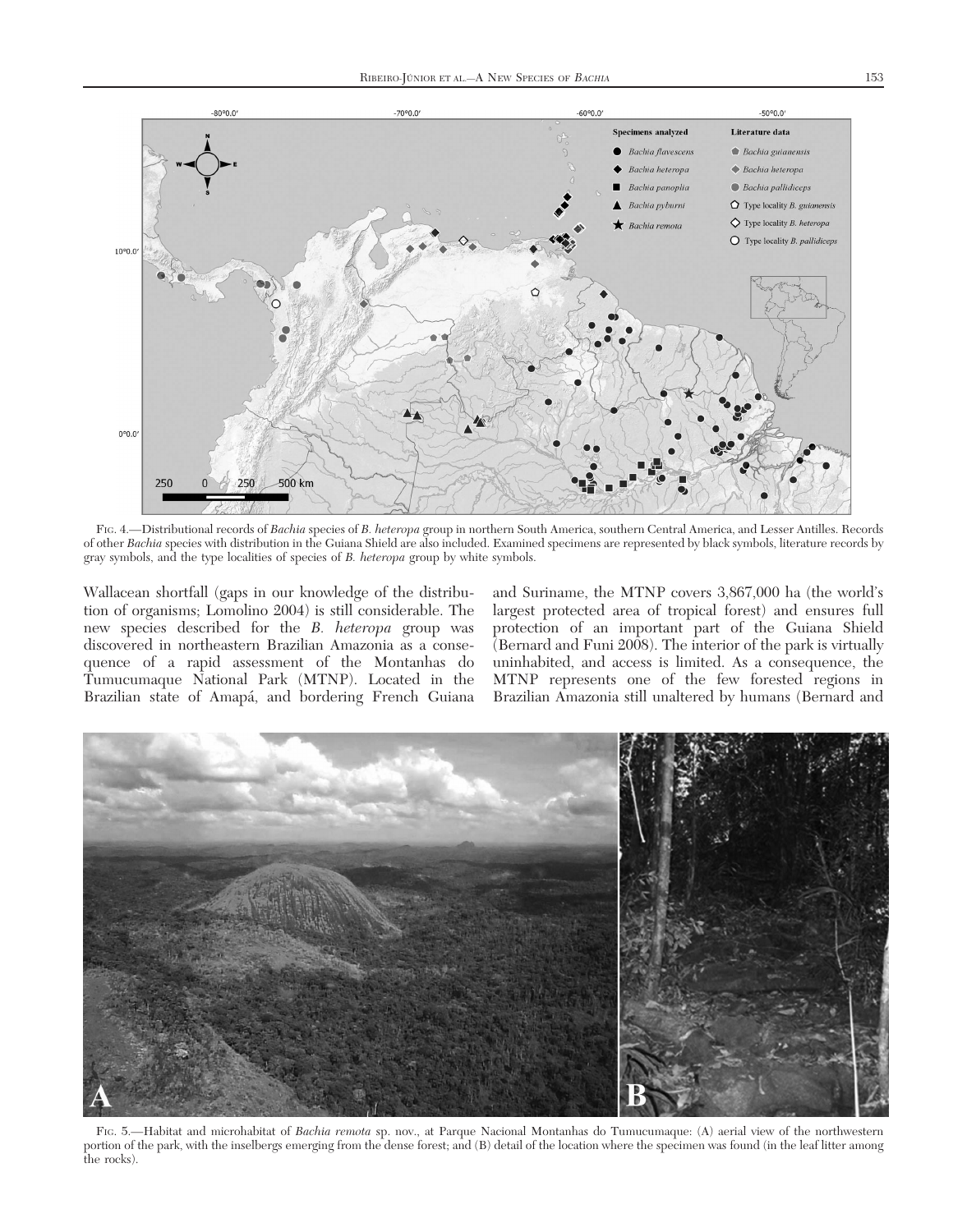FIG. 4.—Distributional records of *Bachia* species of *B. heteropa* group in northern South America, southern Central America, and Lesser Antilles. Records of other *Bachia* species with distribution in the Guiana Shield are also included. Examined specimens are represented by black symbols, literature records by gray symbols, and the type localities of species of *B. heteropa* group by white symbols.

Wallacean shortfall (gaps in our knowledge of the distribution of organisms; Lomolino 2004) is still considerable. The new species described for the *B. heteropa* group was discovered in northeastern Brazilian Amazonia as a consequence of a rapid assessment of the Montanhas do Tumucumaque National Park (MTNP). Located in the Brazilian state of Amapá, and bordering French Guiana and Suriname, the MTNP covers 3,867,000 ha (the world's largest protected area of tropical forest) and ensures full protection of an important part of the Guiana Shield (Bernard and Funi 2008). The interior of the park is virtually uninhabited, and access is limited. As a consequence, the MTNP represents one of the few forested regions in Brazilian Amazonia still unaltered by humans (Bernard and

FIG. 5.—Habitat and microhabitat of *Bachia remota* sp. nov., at Parque Nacional Montanhas do Tumucumaque: (A) aerial view of the northwestern portion of the park, with the inselbergs emerging from the dense forest; and (B) detail of the location where the specimen was found (in the leaf litter among the rocks).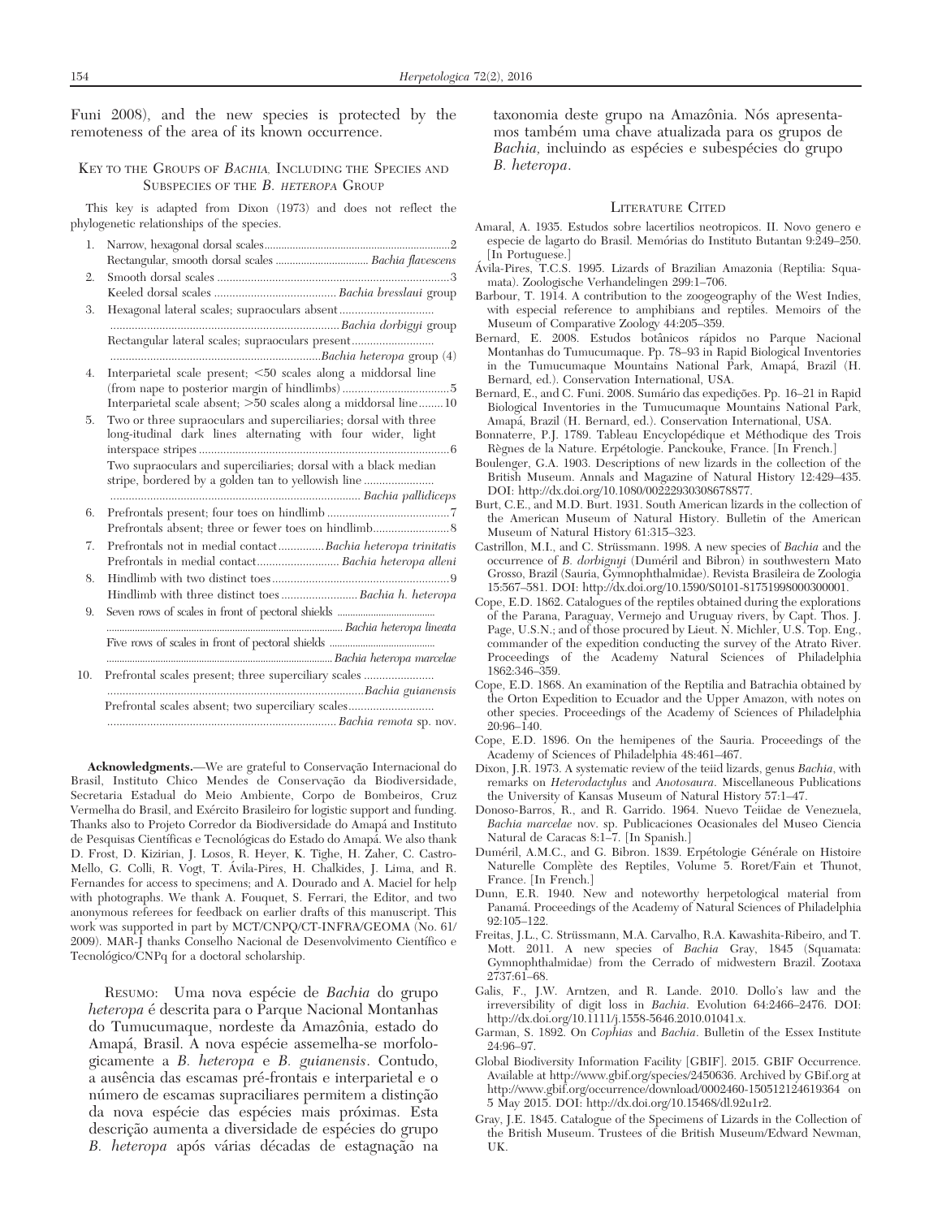Funi 2008), and the new species is protected by the remoteness of the area of its known occurrence.

### Key to the Groups of *Bachia,* Including the Species and Subspecies of the *B. heteropa* Group

This key is adapted from Dixon (1973) and does not reflect the phylogenetic relationships of the species.

1. Narrow, hexagonal dorsal scales ............ 2
   Rectangular, smooth dorsal scales ............ *Bachia flavescens*
2. Smooth dorsal scales ............ 3
   Keeled dorsal scales ............ *Bachia bresslaui* group
3. Hexagonal lateral scales; supraoculars absent ............ *Bachia dorbigyi* group
   Rectangular lateral scales; supraoculars present ............ *Bachia heteropa* group (4)
4. Interparietal scale present; <50 scales along a middorsal line (from nape to posterior margin of hindlimbs) ............ 5
   Interparietal scale absent; >50 scales along a middorsal line ............ 10
5. Two or three supraoculars and superciliaries; dorsal with three long-itudinal dark lines alternating with four wider, light interspace stripes ............ 6
   Two supraoculars and superciliaries; dorsal with a black median stripe, bordered by a golden tan to yellowish line ............ *Bachia pallidiceps*
6. Prefrontals present; four toes on hindlimb ............ 7
   Prefrontals absent; three or fewer toes on hindlimb ............ 8
7. Prefrontals not in medial contact ............ *Bachia heteropa trinitatis*
   Prefrontals in medial contact ............ *Bachia heteropa alleni*
8. Hindlimb with two distinct toes ............ 9
   Hindlimb with three distinct toes ............ *Bachia h. heteropa*
9. Seven rows of scales in front of pectoral shields ............ *Bachia heteropa lineata*
   Five rows of scales in front of pectoral shields ............ *Bachia heteropa marcelae*
10. Prefrontal scales present; three superciliary scales ............ *Bachia guianensis*
    Prefrontal scales absent; two superciliary scales ............ *Bachia remota* sp. nov.

**Acknowledgments.**—We are grateful to Conservação Internacional do Brasil, Instituto Chico Mendes de Conservação da Biodiversidade, Secretaria Estadual do Meio Ambiente, Corpo de Bombeiros, Cruz Vermelha do Brasil, and Exército Brasileiro for logistic support and funding. Thanks also to Projeto Corredor da Biodiversidade do Amapá and Instituto de Pesquisas Científicas e Tecnológicas do Estado do Amapá. We also thank D. Frost, D. Kizirian, J. Losos, R. Heyer, K. Tighe, H. Zaher, C. Castro-Mello, G. Colli, R. Vogt, T. Ávila-Pires, H. Chalkides, J. Lima, and R. Fernandes for access to specimens; and A. Dourado and A. Maciel for help with photographs. We thank A. Fouquet, S. Ferrari, the Editor, and two anonymous referees for feedback on earlier drafts of this manuscript. This work was supported in part by MCT/CNPQ/CT-INFRA/GEOMA (No. 61/2009). MAR-J thanks Conselho Nacional de Desenvolvimento Científico e Tecnológico/CNPq for a doctoral scholarship.

Resumo: Uma nova espécie de *Bachia* do grupo *heteropa* é descrita para o Parque Nacional Montanhas do Tumucumaque, nordeste da Amazônia, estado do Amapá, Brasil. A nova espécie assemelha-se morfologicamente a *B. heteropa* e *B. guianensis*. Contudo, a ausência das escamas pré-frontais e interparietal e o número de escamas supraciliares permitem a distinção da nova espécie das espécies mais próximas. Esta descrição aumenta a diversidade de espécies do grupo *B. heteropa* após várias décadas de estagnação na taxonomia deste grupo na Amazônia. Nós apresentamos também uma chave atualizada para os grupos de *Bachia,* incluindo as espécies e subespécies do grupo *B. heteropa*.

### Literature Cited

Amaral, A. 1935. Estudos sobre lacertilios neotropicos. II. Novo genero e especie de lagarto do Brasil. Memórias do Instituto Butantan 9:249–250. [In Portuguese.]

Ávila-Pires, T.C.S. 1995. Lizards of Brazilian Amazonia (Reptilia: Squamata). Zoologische Verhandelingen 299:1–706.

Barbour, T. 1914. A contribution to the zoogeography of the West Indies, with especial reference to amphibians and reptiles. Memoirs of the Museum of Comparative Zoology 44:205–359.

Bernard, E. 2008. Estudos botânicos rápidos no Parque Nacional Montanhas do Tumucumaque. Pp. 78–93 in Rapid Biological Inventories in the Tumucumaque Mountains National Park, Amapá, Brazil (H. Bernard, ed.). Conservation International, USA.

Bernard, E., and C. Funi. 2008. Sumário das expedições. Pp. 16–21 in Rapid Biological Inventories in the Tumucumaque Mountains National Park, Amapá, Brazil (H. Bernard, ed.). Conservation International, USA.

Bonnaterre, P.J. 1789. Tableau Encyclopédique et Méthodique des Trois Règnes de la Nature. Erpétologie. Panckouke, France. [In French.]

Boulenger, G.A. 1903. Descriptions of new lizards in the collection of the British Museum. Annals and Magazine of Natural History 12:429–435. DOI: http://dx.doi.org/10.1080/00222930308678877.

Burt, C.E., and M.D. Burt. 1931. South American lizards in the collection of the American Museum of Natural History. Bulletin of the American Museum of Natural History 61:315–323.

Castrillon, M.I., and C. Strüssmann. 1998. A new species of *Bachia* and the occurrence of *B. dorbignyi* (Duméril and Bibron) in southwestern Mato Grosso, Brazil (Sauria, Gymnophthalmidae). Revista Brasileira de Zoologia 15:567–581. DOI: http://dx.doi.org/10.1590/S0101-81751998000300001.

Cope, E.D. 1862. Catalogues of the reptiles obtained during the explorations of the Parana, Paraguay, Vermejo and Uruguay rivers, by Capt. Thos. J. Page, U.S.N.; and of those procured by Lieut. N. Michler, U.S. Top. Eng., commander of the expedition conducting the survey of the Atrato River. Proceedings of the Academy Natural Sciences of Philadelphia 1862:346–359.

Cope, E.D. 1868. An examination of the Reptilia and Batrachia obtained by the Orton Expedition to Ecuador and the Upper Amazon, with notes on other species. Proceedings of the Academy of Sciences of Philadelphia 20:96–140.

Cope, E.D. 1896. On the hemipenes of the Sauria. Proceedings of the Academy of Sciences of Philadelphia 48:461–467.

Dixon, J.R. 1973. A systematic review of the teiid lizards, genus *Bachia*, with remarks on *Heterodactylus* and *Anotosaura*. Miscellaneous Publications the University of Kansas Museum of Natural History 57:1–47.

Donoso-Barros, R., and R. Garrido. 1964. Nuevo Teiidae de Venezuela, *Bachia marcelae* nov. sp. Publicaciones Ocasionales del Museo Ciencia Natural de Caracas 8:1–7. [In Spanish.]

Duméril, A.M.C., and G. Bibron. 1839. Erpétologie Générale on Histoire Naturelle Complète des Reptiles, Volume 5. Roret/Fain et Thunot, France. [In French.]

Dunn, E.R. 1940. New and noteworthy herpetological material from Panamá. Proceedings of the Academy of Natural Sciences of Philadelphia 92:105–122.

Freitas, J.L., C. Strüssmann, M.A. Carvalho, R.A. Kawashita-Ribeiro, and T. Mott. 2011. A new species of *Bachia* Gray, 1845 (Squamata: Gymnophthalmidae) from the Cerrado of midwestern Brazil. Zootaxa 2737:61–68.

Galis, F., J.W. Arntzen, and R. Lande. 2010. Dollo's law and the irreversibility of digit loss in *Bachia*. Evolution 64:2466–2476. DOI: http://dx.doi.org/10.1111/j.1558-5646.2010.01041.x.

Garman, S. 1892. On *Cophias* and *Bachia*. Bulletin of the Essex Institute 24:96–97.

Global Biodiversity Information Facility [GBIF]. 2015. GBIF Occurrence. Available at http://www.gbif.org/species/2450636. Archived by GBif.org at http://www.gbif.org/occurrence/download/0002460-150512124619364 on 5 May 2015. DOI: http://dx.doi.org/10.15468/dl.92u1r2.

Gray, J.E. 1845. Catalogue of the Specimens of Lizards in the Collection of the British Museum. Trustees of die British Museum/Edward Newman, UK.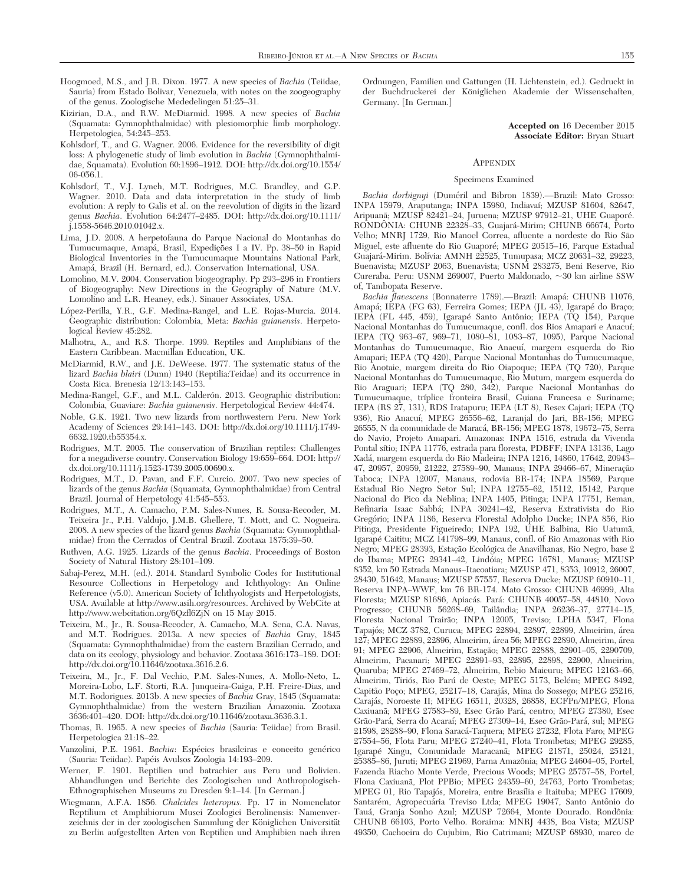Hoogmoed, M.S., and J.R. Dixon. 1977. A new species of *Bachia* (Teiidae, Sauria) from Estado Bolivar, Venezuela, with notes on the zoogeography of the genus. Zoologische Mededelingen 51:25–31.

Kizirian, D.A., and R.W. McDiarmid. 1998. A new species of *Bachia* (Squamata: Gymnophthalmidae) with plesiomorphic limb morphology. Herpetologica, 54:245–253.

Kohlsdorf, T., and G. Wagner. 2006. Evidence for the reversibility of digit loss: A phylogenetic study of limb evolution in *Bachia* (Gymnophthalmidae, Squamata). Evolution 60:1896–1912. DOI: http://dx.doi.org/10.1554/06-056.1.

Kohlsdorf, T., V.J. Lynch, M.T. Rodrigues, M.C. Brandley, and G.P. Wagner. 2010. Data and data interpretation in the study of limb evolution: A reply to Galis et al. on the reevolution of digits in the lizard genus *Bachia*. Evolution 64:2477–2485. DOI: http://dx.doi.org/10.1111/j.1558-5646.2010.01042.x.

Lima, J.D. 2008. A herpetofauna do Parque Nacional do Montanhas do Tumucumaque, Amapá, Brasil, Expedições I a IV. Pp. 38–50 in Rapid Biological Inventories in the Tumucumaque Mountains National Park, Amapá, Brazil (H. Bernard, ed.). Conservation International, USA.

Lomolino, M.V. 2004. Conservation biogeography. Pp 293–296 in Frontiers of Biogeography: New Directions in the Geography of Nature (M.V. Lomolino and L.R. Heaney, eds.). Sinauer Associates, USA.

López-Perilla, Y.R., G.F. Medina-Rangel, and L.E. Rojas-Murcia. 2014. Geographic distribution: Colombia, Meta: *Bachia guianensis*. Herpetological Review 45:282.

Malhotra, A., and R.S. Thorpe. 1999. Reptiles and Amphibians of the Eastern Caribbean. Macmillan Education, UK.

McDiarmid, R.W., and J.E. DeWeese. 1977. The systematic status of the lizard *Bachia blairi* (Dunn) 1940 (Reptilia:Teidae) and its occurrence in Costa Rica. Brenesia 12/13:143–153.

Medina-Rangel, G.F., and M.L. Calderón. 2013. Geographic distribution: Colombia, Guaviare: *Bachia guianensis*. Herpetological Review 44:474.

Noble, G.K. 1921. Two new lizards from northwestern Peru. New York Academy of Sciences 29:141–143. DOI: http://dx.doi.org/10.1111/j.1749-6632.1920.tb55354.x.

Rodrigues, M.T. 2005. The conservation of Brazilian reptiles: Challenges for a megadiverse country. Conservation Biology 19:659–664. DOI: http://dx.doi.org/10.1111/j.1523-1739.2005.00690.x.

Rodrigues, M.T., D. Pavan, and F.F. Curcio. 2007. Two new species of lizards of the genus *Bachia* (Squamata, Gymnophthalmidae) from Central Brazil. Journal of Herpetology 41:545–553.

Rodrigues, M.T., A. Camacho, P.M. Sales-Nunes, R. Sousa-Recoder, M. Teixeira Jr., P.H. Valdujo, J.M.B. Ghellere, T. Mott, and C. Nogueira. 2008. A new species of the lizard genus *Bachia* (Squamata: Gymnophthalmidae) from the Cerrados of Central Brazil. Zootaxa 1875:39–50.

Ruthven, A.G. 1925. Lizards of the genus *Bachia*. Proceedings of Boston Society of Natural History 28:101–109.

Sabaj-Perez, M.H. (ed.). 2014. Standard Symbolic Codes for Institutional Resource Collections in Herpetology and Ichthyology: An Online Reference (v5.0). American Society of Ichthyologists and Herpetologists, USA. Available at http://www.asih.org/resources. Archived by WebCite at http://www.webcitation.org/6Qzfl6ZjN on 15 May 2015.

Teixeira, M., Jr., R. Sousa-Recoder, A. Camacho, M.A. Sena, C.A. Navas, and M.T. Rodrigues. 2013a. A new species of *Bachia* Gray, 1845 (Squamata: Gymnophthalmidae) from the eastern Brazilian Cerrado, and data on its ecology, physiology and behavior. Zootaxa 3616:173–189. DOI: http://dx.doi.org/10.11646/zootaxa.3616.2.6.

Teixeira, M., Jr., F. Dal Vechio, P.M. Sales-Nunes, A. Mollo-Neto, L. Moreira-Lobo, L.F. Storti, R.A. Junqueira-Gaiga, P.H. Freire-Dias, and M.T. Rodorigues. 2013b. A new species of *Bachia* Gray, 1845 (Squamata: Gymnophthalmidae) from the western Brazilian Amazonia. Zootaxa 3636:401–420. DOI: http://dx.doi.org/10.11646/zootaxa.3636.3.1.

Thomas, R. 1965. A new species of *Bachia* (Sauria: Teiidae) from Brasil. Herpetologica 21:18–22.

Vanzolini, P.E. 1961. *Bachia*: Espécies brasileiras e conceito genérico (Sauria: Teiidae). Papéis Avulsos Zoologia 14:193–209.

Werner, F. 1901. Reptilien und batrachier aus Peru und Bolivien. Abhandlungen und Berichte des Zoologischen und Anthropologisch-Ethnographischen Museums zu Dresden 9:1–14. [In German.]

Wiegmann, A.F.A. 1856. *Chalcides heteropus*. Pp. 17 in Nomenclator Reptilium et Amphibiorum Musei Zoologici Berolinensis: Namenverzeichnis der in der zoologischen Sammlung der Königlichen Universität zu Berlin aufgestellten Arten von Reptilien und Amphibien nach ihren Ordnungen, Familien und Gattungen (H. Lichtenstein, ed.). Gedruckt in der Buchdruckerei der Königlichen Akademie der Wissenschaften, Germany. [In German.]

**Accepted on** 16 December 2015
**Associate Editor:** Bryan Stuart

## Appendix

### Specimens Examined

*Bachia dorbignyi* (Duméril and Bibron 1839).—Brazil: Mato Grosso: INPA 15979, Araputanga; INPA 15980, Indiavaí; MZUSP 81604, 82647, Aripuanã; MZUSP 82421–24, Juruena; MZUSP 97912–21, UHE Guaporé. RONDÔNIA: CHUNB 22328–33, Guajará-Mirim; CHUNB 66674, Porto Velho; MNRJ 1729, Rio Manoel Correa, afluente a nordeste do Rio São Miguel, este afluente do Rio Guaporé; MPEG 20515–16, Parque Estadual Guajará-Mirim. Bolívia: AMNH 22525, Tumupasa; MCZ 20631–32, 29223, Buenavista; MZUSP 2063, Buenavista; USNM 283275, Beni Reserve, Rio Cureraba. Peru: USNM 269007, Puerto Maldonado, ~30 km airline SSW of, Tambopata Reserve.

*Bachia flavescens* (Bonnaterre 1789).—Brazil: Amapá: CHUNB 11076, Amapá; IEPA (FG 63), Ferreira Gomes; IEPA (JL 43), Igarapé do Braço; IEPA (FL 445, 459), Igarapé Santo Antônio; IEPA (TQ 154), Parque Nacional Montanhas do Tumucumaque, confl. dos Rios Amapari e Anacuí; IEPA (TQ 963–67, 969–71, 1080–81, 1083–87, 1095), Parque Nacional Montanhas do Tumucumaque, Rio Anacuí, margem esquerda do Rio Amapari; IEPA (TQ 420), Parque Nacional Montanhas do Tumucumaque, Rio Anotaie, margem direita do Rio Oiapoque; IEPA (TQ 720), Parque Nacional Montanhas do Tumucumaque, Rio Mutum, margem esquerda do Rio Araguari; IEPA (TQ 280, 342), Parque Nacional Montanhas do Tumucumaque, tríplice fronteira Brasil, Guiana Francesa e Suriname; IEPA (RS 27, 131), RDS Iratapuru; IEPA (LT 8), Resex Cajari; IEPA (TQ 936), Rio Anacuí; MPEG 26556–62, Laranjal do Jari, BR-156; MPEG 26555, N da comunidade de Maracá, BR-156; MPEG 1878, 19672–75, Serra do Navio, Projeto Amapari. Amazonas: INPA 1516, estrada da Vivenda Pontal sítio; INPA 11776, estrada para floresta, PDBFF; INPA 13136, Lago Xadá, margem esquerda do Rio Madeira; INPA 1216, 14860, 17642, 20943–47, 20957, 20959, 21222, 27589–90, Manaus; INPA 29466–67, Mineração Taboca; INPA 12007, Manaus, rodovia BR-174; INPA 18569, Parque Estadual Rio Negro Setor Sul; INPA 12755–62, 15112, 15142, Parque Nacional do Pico da Neblina; INPA 1405, Pitinga; INPA 17751, Reman, Refinaria Isaac Sabbá; INPA 30241–42, Reserva Extrativista do Rio Gregório; INPA 1186, Reserva Florestal Adolpho Ducke; INPA 856, Rio Pitinga, Presidente Figueiredo; INPA 192, UHE Balbina, Rio Uatumã, Igarapé Caititu; MCZ 141798–99, Manaus, confl. of Rio Amazonas with Rio Negro; MPEG 28393, Estação Ecológica de Anavilhanas, Rio Negro, base 2 do Ibama; MPEG 29341–42, Lindóia; MPEG 16781, Manaus; MZUSP 8352, km 50 Estrada Manaus–Itacoatiara; MZUSP 471, 8353, 10912, 26007, 28430, 51642, Manaus; MZUSP 57557, Reserva Ducke; MZUSP 60910–11, Reserva INPA–WWF, km 76 BR-174. Mato Grosso: CHUNB 46999, Alta Floresta; MZUSP 81686, Apiacás. Pará: CHUNB 40057–58, 44810, Novo Progresso; CHUNB 56268–69, Tailândia; INPA 26236–37, 27714–15, Floresta Nacional Trairão; INPA 12005, Treviso; LPHA 5347, Flona Tapajós; MCZ 3782, Curuca; MPEG 22894, 22897, 22899, Almeirim, área 127; MPEG 22889, 22896, Almeirim, área 56; MPEG 22890, Almeirim, área 91; MPEG 22906, Almeirim, Estação; MPEG 22888, 22901–05, 2290709, Almeirim, Pacanari; MPEG 22891–93, 22895, 22898, 22900, Almeirim, Quaruba; MPEG 27469–72, Almeirim, Rebio Maicuru; MPEG 12163–66, Almeirim, Tiriós, Rio Parú de Oeste; MPEG 5173, Belém; MPEG 8492, Capitão Poço; MPEG, 25217–18, Carajás, Mina do Sossego; MPEG 25216, Carajás, Noroeste II; MPEG 16511, 20328, 26858, ECFPn/MPEG, Flona Caxiuanã; MPEG 27583–89, Esec Grão Pará, centro; MPEG 27380, Esec Grão-Pará, Serra do Acaraí; MPEG 27309–14, Esec Grão-Pará, sul; MPEG 21598, 28288–90, Flona Saracá-Taquera; MPEG 27232, Flota Faro; MPEG 27554–56, Flota Paru; MPEG 27240–41, Flota Trombetas; MPEG 29285, Igarapé Xingu, Comunidade Maracanã; MPEG 21871, 25024, 25121, 25385–86, Juruti; MPEG 21969, Parna Amazônia; MPEG 24604–05, Portel, Fazenda Riacho Monte Verde, Precious Woods; MPEG 25757–58, Portel, Flona Caxiuanã, Plot PPBio; MPEG 24359–60, 24763, Porto Trombetas; MPEG 01, Rio Tapajós, Moreira, entre Brasília e Itaituba; MPEG 17609, Santarém, Agropecuária Treviso Ltda; MPEG 19047, Santo Antônio do Tauá, Granja Sonho Azul; MZUSP 72664, Monte Dourado. Rondônia: CHUNB 66103, Porto Velho. Roraima: MNRJ 4438, Boa Vista; MZUSP 49350, Cachoeira do Cujubim, Rio Catrimani; MZUSP 68930, marco de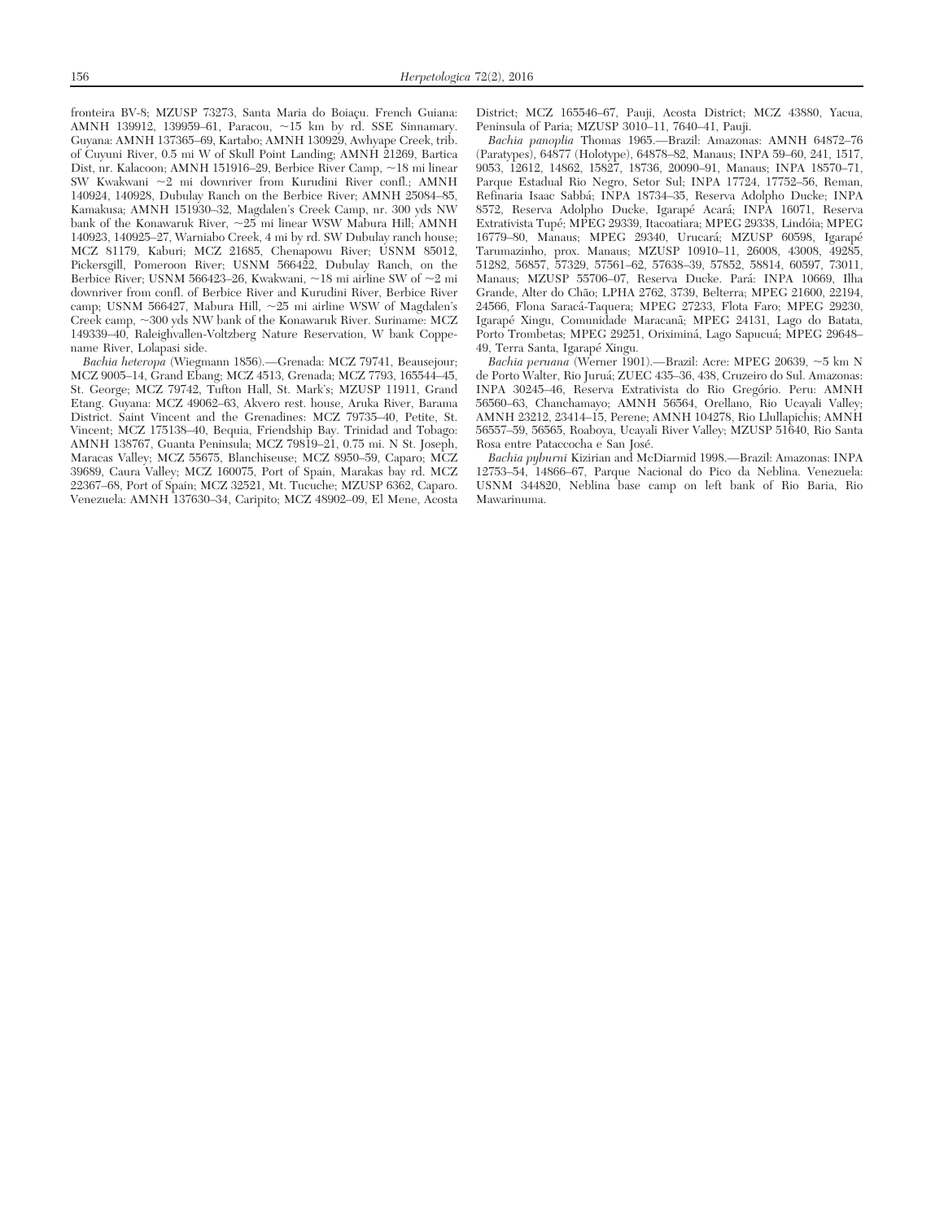fronteira BV-8; MZUSP 73273, Santa Maria do Boiaçu. French Guiana: AMNH 139912, 139959–61, Paracou, ~15 km by rd. SSE Sinnamary. Guyana: AMNH 137365–69, Kartabo; AMNH 130929, Awhyape Creek, trib. of Cuyuni River, 0.5 mi W of Skull Point Landing; AMNH 21269, Bartica Dist, nr. Kalacoon; AMNH 151916–29, Berbice River Camp, ~18 mi linear SW Kwakwani ~2 mi downriver from Kurudini River confl.; AMNH 140924, 140928, Dubulay Ranch on the Berbice River; AMNH 25084–85, Kamakusa; AMNH 151930–32, Magdalen's Creek Camp, nr. 300 yds NW bank of the Konawaruk River, ~25 mi linear WSW Mabura Hill; AMNH 140923, 140925–27, Warniabo Creek, 4 mi by rd. SW Dubulay ranch house; MCZ 81179, Kaburi; MCZ 21685, Chenapowu River; USNM 85012, Pickersgill, Pomeroon River; USNM 566422, Dubulay Ranch, on the Berbice River; USNM 566423–26, Kwakwani, ~18 mi airline SW of ~2 mi downriver from confl. of Berbice River and Kurudini River, Berbice River camp; USNM 566427, Mabura Hill, ~25 mi airline WSW of Magdalen's Creek camp, ~300 yds NW bank of the Konawaruk River. Suriname: MCZ 149339–40, Raleighvallen-Voltzberg Nature Reservation, W bank Coppename River, Lolapasi side.

*Bachia heteropa* (Wiegmann 1856).—Grenada: MCZ 79741, Beausejour; MCZ 9005–14, Grand Ebang; MCZ 4513, Grenada; MCZ 7793, 165544–45, St. George; MCZ 79742, Tufton Hall, St. Mark's; MZUSP 11911, Grand Etang. Guyana: MCZ 49062–63, Akvero rest. house, Aruka River, Barama District. Saint Vincent and the Grenadines: MCZ 79735–40, Petite, St. Vincent; MCZ 175138–40, Bequia, Friendship Bay. Trinidad and Tobago: AMNH 138767, Guanta Peninsula; MCZ 79819–21, 0.75 mi. N St. Joseph, Maracas Valley; MCZ 55675, Blanchiseuse; MCZ 8950–59, Caparo; MCZ 39689, Caura Valley; MCZ 160075, Port of Spain, Marakas bay rd. MCZ 22367–68, Port of Spain; MCZ 32521, Mt. Tucuche; MZUSP 6362, Caparo. Venezuela: AMNH 137630–34, Caripito; MCZ 48902–09, El Mene, Acosta District; MCZ 165546–67, Pauji, Acosta District; MCZ 43880, Yacua, Peninsula of Paria; MZUSP 3010–11, 7640–41, Pauji.

*Bachia panoplia* Thomas 1965.—Brazil: Amazonas: AMNH 64872–76 (Paratypes), 64877 (Holotype), 64878–82, Manaus; INPA 59–60, 241, 1517, 9053, 12612, 14862, 15827, 18736, 20090–91, Manaus; INPA 18570–71, Parque Estadual Rio Negro, Setor Sul; INPA 17724, 17752–56, Reman, Refinaria Isaac Sabbá; INPA 18734–35, Reserva Adolpho Ducke; INPA 8572, Reserva Adolpho Ducke, Igarapé Acará; INPA 16071, Reserva Extrativista Tupé; MPEG 29339, Itacoatiara; MPEG 29338, Lindóia; MPEG 16779–80, Manaus; MPEG 29340, Urucará; MZUSP 60598, Igarapé Tarumazinho, prox. Manaus; MZUSP 10910–11, 26008, 43008, 49285, 51282, 56857, 57329, 57561–62, 57638–39, 57852, 58814, 60597, 73011, Manaus; MZUSP 55706–07, Reserva Ducke. Pará: INPA 10669, Ilha Grande, Alter do Chão; LPHA 2762, 3739, Belterra; MPEG 21600, 22194, 24566, Flona Saracá-Taquera; MPEG 27233, Flota Faro; MPEG 29230, Igarapé Xingu, Comunidade Maracanã; MPEG 24131, Lago do Batata, Porto Trombetas; MPEG 29251, Oriximiná, Lago Sapucuá; MPEG 29648–49, Terra Santa, Igarapé Xingu.

*Bachia peruana* (Werner 1901).—Brazil: Acre: MPEG 20639, ~5 km N de Porto Walter, Rio Juruá; ZUEC 435–36, 438, Cruzeiro do Sul. Amazonas: INPA 30245–46, Reserva Extrativista do Rio Gregório. Peru: AMNH 56560–63, Chanchamayo; AMNH 56564, Orellano, Rio Ucayali Valley; AMNH 23212, 23414–15, Perene; AMNH 104278, Rio Llullapichis; AMNH 56557–59, 56565, Roaboya, Ucayali River Valley; MZUSP 51640, Rio Santa Rosa entre Pataccocha e San José.

*Bachia pyburni* Kizirian and McDiarmid 1998.—Brazil: Amazonas: INPA 12753–54, 14866–67, Parque Nacional do Pico da Neblina. Venezuela: USNM 344820, Neblina base camp on left bank of Rio Baria, Rio Mawarinuma.